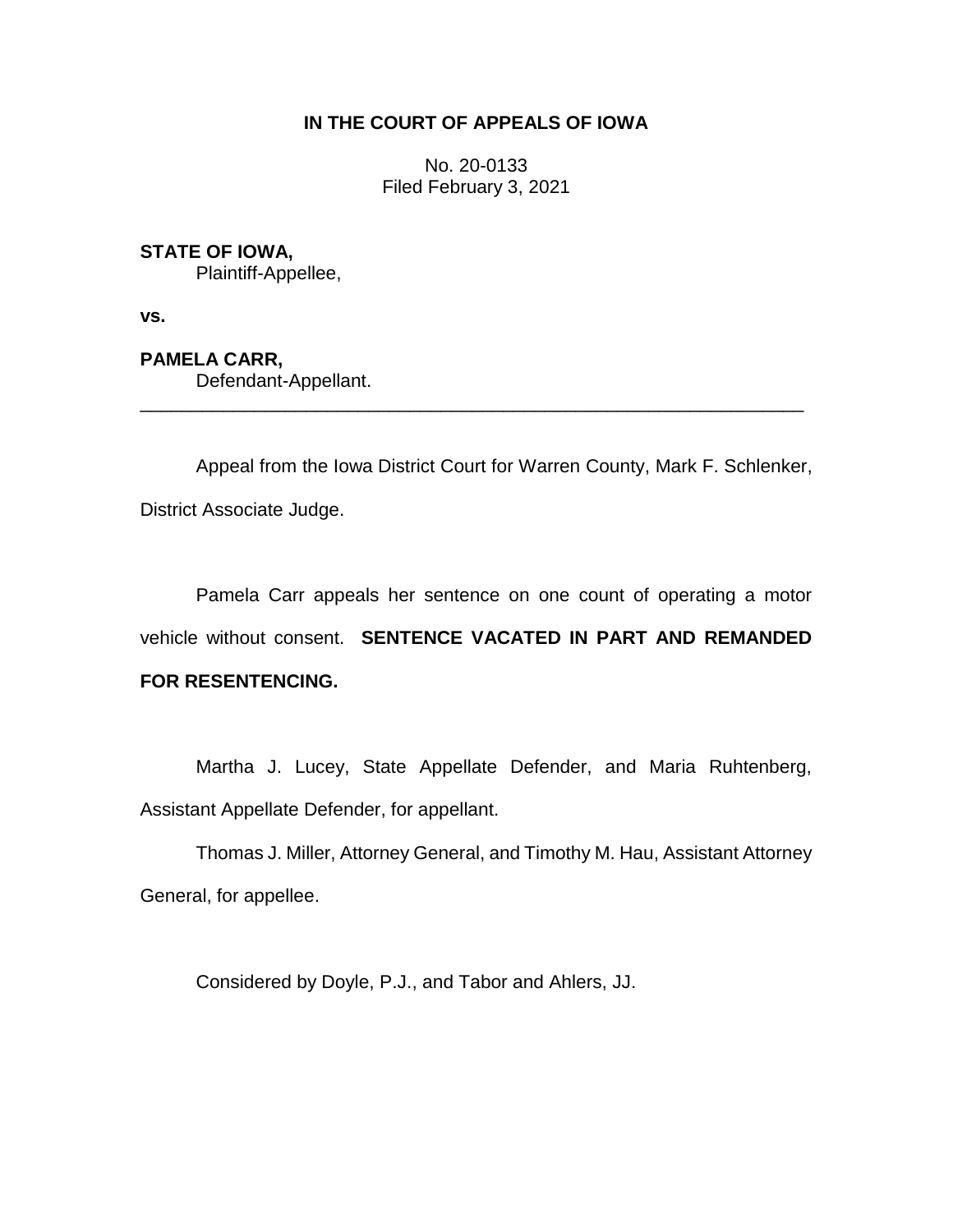**IN THE COURT OF APPEALS OF IOWA**

No. 20-0133
Filed February 3, 2021

**STATE OF IOWA,**
Plaintiff-Appellee,

**vs.**

**PAMELA CARR,**
Defendant-Appellant.

---

Appeal from the Iowa District Court for Warren County, Mark F. Schlenker, District Associate Judge.

Pamela Carr appeals her sentence on one count of operating a motor vehicle without consent. **SENTENCE VACATED IN PART AND REMANDED FOR RESENTENCING.**

Martha J. Lucey, State Appellate Defender, and Maria Ruhtenberg, Assistant Appellate Defender, for appellant.

Thomas J. Miller, Attorney General, and Timothy M. Hau, Assistant Attorney General, for appellee.

Considered by Doyle, P.J., and Tabor and Ahlers, JJ.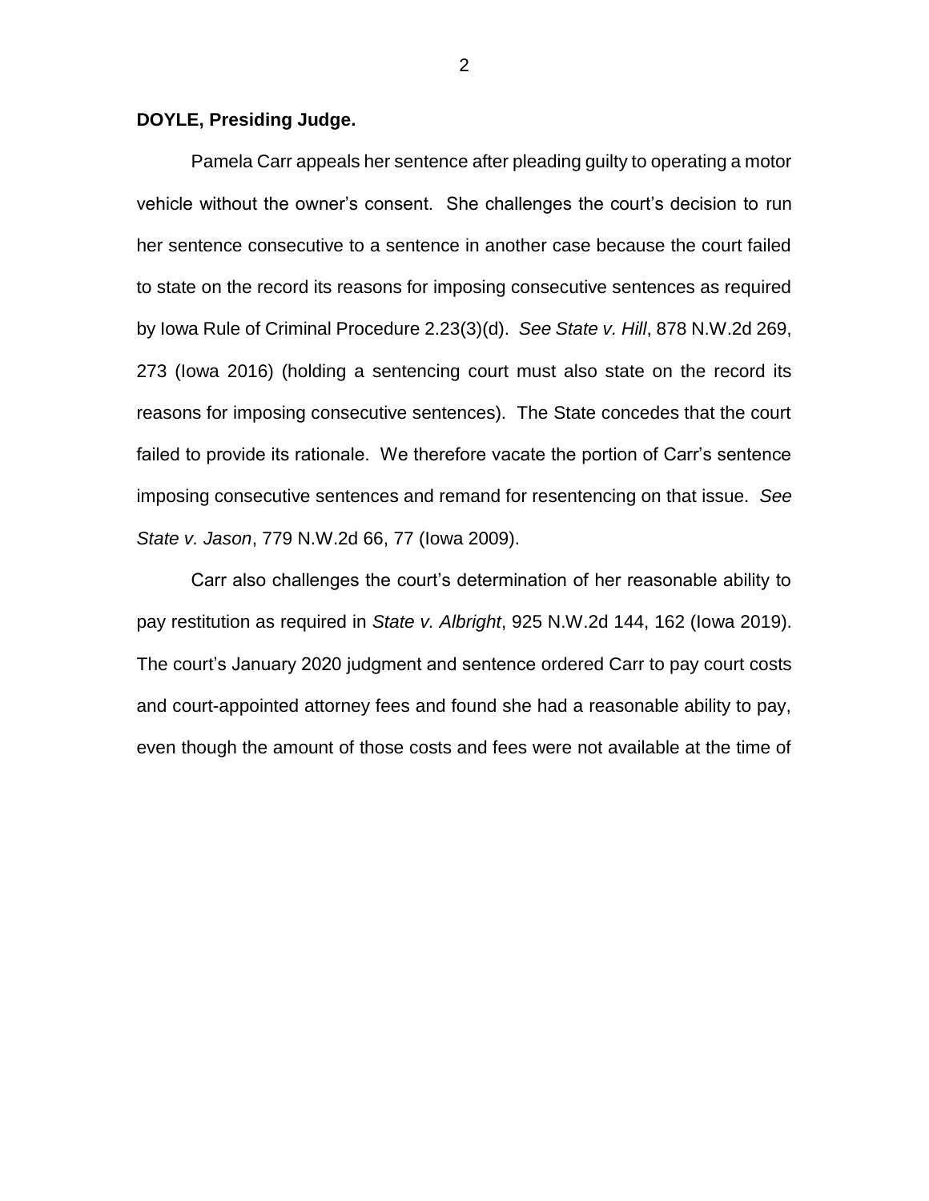**DOYLE, Presiding Judge.**

Pamela Carr appeals her sentence after pleading guilty to operating a motor vehicle without the owner's consent. She challenges the court's decision to run her sentence consecutive to a sentence in another case because the court failed to state on the record its reasons for imposing consecutive sentences as required by Iowa Rule of Criminal Procedure 2.23(3)(d). *See State v. Hill*, 878 N.W.2d 269, 273 (Iowa 2016) (holding a sentencing court must also state on the record its reasons for imposing consecutive sentences). The State concedes that the court failed to provide its rationale. We therefore vacate the portion of Carr's sentence imposing consecutive sentences and remand for resentencing on that issue. *See State v. Jason*, 779 N.W.2d 66, 77 (Iowa 2009).

Carr also challenges the court's determination of her reasonable ability to pay restitution as required in *State v. Albright*, 925 N.W.2d 144, 162 (Iowa 2019). The court's January 2020 judgment and sentence ordered Carr to pay court costs and court-appointed attorney fees and found she had a reasonable ability to pay, even though the amount of those costs and fees were not available at the time of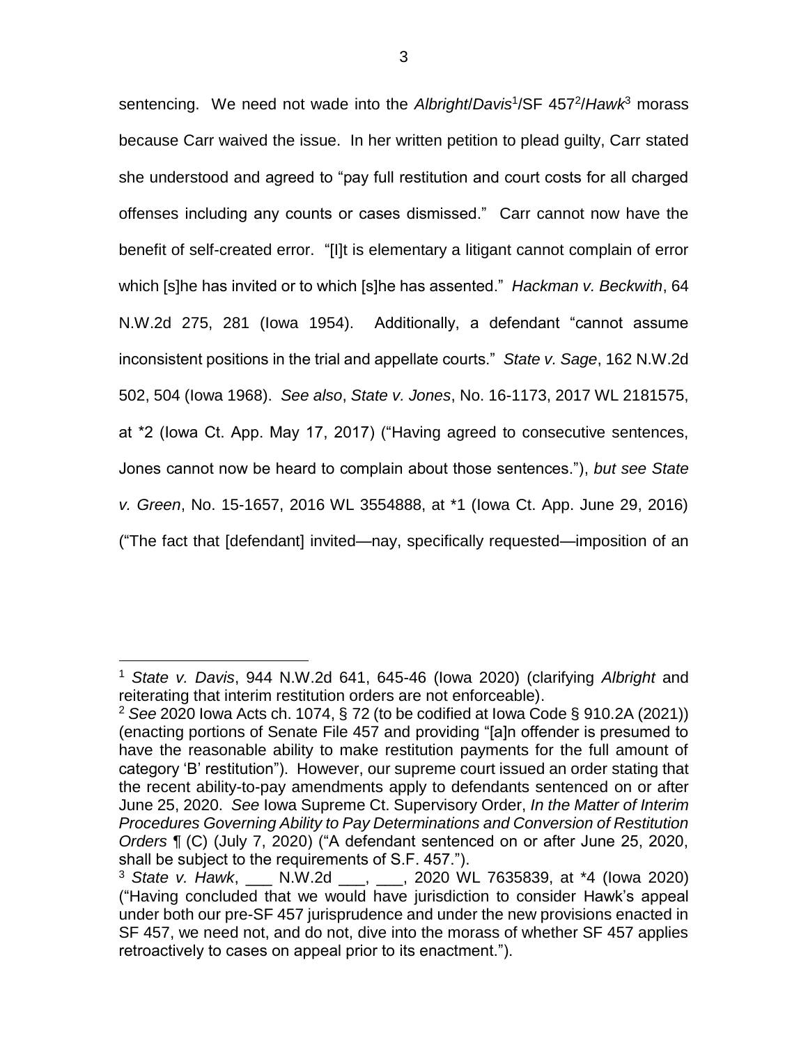sentencing. We need not wade into the *Albright*/*Davis*[1]/SF 457[2]/*Hawk*[3] morass because Carr waived the issue. In her written petition to plead guilty, Carr stated she understood and agreed to "pay full restitution and court costs for all charged offenses including any counts or cases dismissed." Carr cannot now have the benefit of self-created error. "[I]t is elementary a litigant cannot complain of error which [s]he has invited or to which [s]he has assented." *Hackman v. Beckwith*, 64 N.W.2d 275, 281 (Iowa 1954). Additionally, a defendant "cannot assume inconsistent positions in the trial and appellate courts." *State v. Sage*, 162 N.W.2d 502, 504 (Iowa 1968). *See also*, *State v. Jones*, No. 16-1173, 2017 WL 2181575, at *2 (Iowa Ct. App. May 17, 2017) ("Having agreed to consecutive sentences, Jones cannot now be heard to complain about those sentences."), *but see State v. Green*, No. 15-1657, 2016 WL 3554888, at *1 (Iowa Ct. App. June 29, 2016) ("The fact that [defendant] invited—nay, specifically requested—imposition of an

---

[1] *State v. Davis*, 944 N.W.2d 641, 645-46 (Iowa 2020) (clarifying *Albright* and reiterating that interim restitution orders are not enforceable).

[2] *See* 2020 Iowa Acts ch. 1074, § 72 (to be codified at Iowa Code § 910.2A (2021)) (enacting portions of Senate File 457 and providing "[a]n offender is presumed to have the reasonable ability to make restitution payments for the full amount of category 'B' restitution"). However, our supreme court issued an order stating that the recent ability-to-pay amendments apply to defendants sentenced on or after June 25, 2020. *See* Iowa Supreme Ct. Supervisory Order, *In the Matter of Interim Procedures Governing Ability to Pay Determinations and Conversion of Restitution Orders* ¶ (C) (July 7, 2020) ("A defendant sentenced on or after June 25, 2020, shall be subject to the requirements of S.F. 457.").

[3] *State v. Hawk*, ___ N.W.2d ___, ___, 2020 WL 7635839, at *4 (Iowa 2020) ("Having concluded that we would have jurisdiction to consider Hawk's appeal under both our pre-SF 457 jurisprudence and under the new provisions enacted in SF 457, we need not, and do not, dive into the morass of whether SF 457 applies retroactively to cases on appeal prior to its enactment.").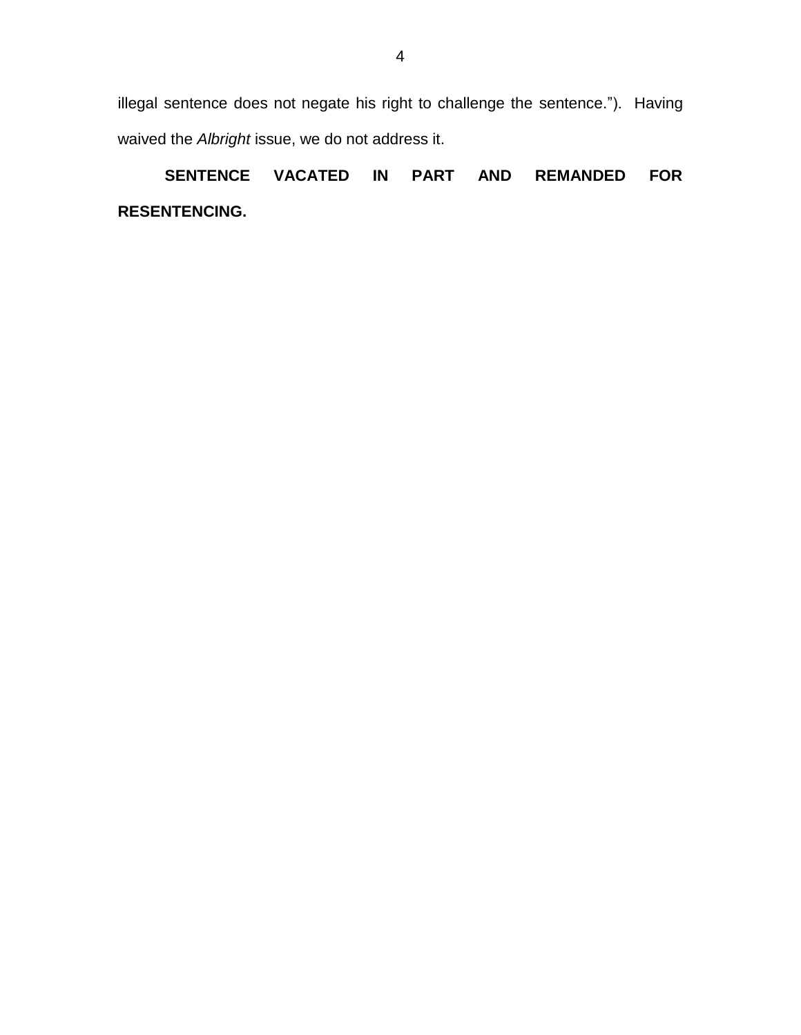illegal sentence does not negate his right to challenge the sentence."). Having waived the *Albright* issue, we do not address it.

**SENTENCE VACATED IN PART AND REMANDED FOR RESENTENCING.**